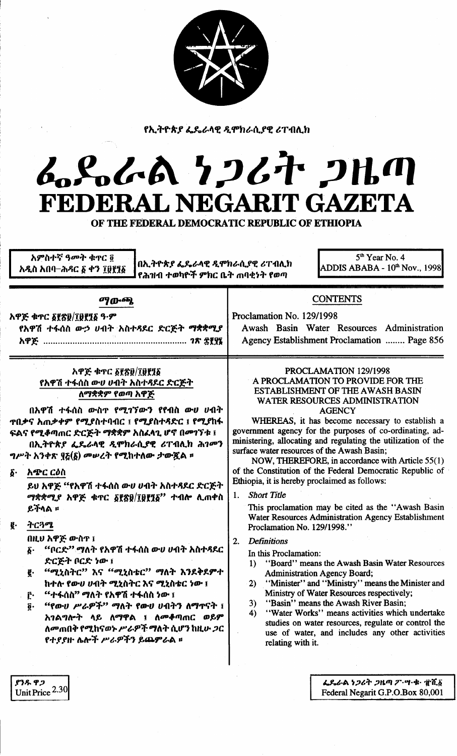የኢትዮጵያ ፌዴራላዊ ዲሞክራሲያዊ ሪፐብሊክ

# ፌደራል ነጋሪት ጋዜጣ
# FEDERAL NEGARIT GAZETA
## OF THE FEDERAL DEMOCRATIC REPUBLIC OF ETHIOPIA

አምስተኛ ዓመት ቁጥር ፬
አዲስ አበባ–ሕዳር ፩ ቀን ፲፱፻፺፩

በኢትዮጵያ ፌዴራላዊ ዲሞክራሲያዊ ሪፐብሊክ የሕዝብ ተወካዮች ምክር ቤት ጠባቂነት የወጣ

5th Year No. 4
ADDIS ABABA - 10th Nov., 1998

## ማውጫ

አዋጅ ቁጥር ፩፻፳፱/፲፱፻፺፩ ዓ.ም
የአዋሽ ተፋሰስ ውኃ ሀብት አስተዳደር ድርጅት ማቋቋሚያ አዋጅ ........ ገጽ ፰፻፶፮

## CONTENTS

Proclamation No. 129/1998
Awash Basin Water Resources Administration Agency Establishment Proclamation ........ Page 856

### አዋጅ ቁጥር ፩፻፳፱/፲፱፻፺፩
### የአዋሽ ተፋሰስ ውሀ ሀብት አስተዳደር ድርጅት ለማቋቋም የወጣ አዋጅ

በአዋሽ ተፋሰስ ውስጥ የሚገኘውን የየብስ ውሀ ሀብት ጥበቃና አጠቃቀም የሚያስተባብር ፤ የሚያስተዳድር ፤ የሚያከፋፍልና የሚቆጣጠር ድርጅት ማቋቋም አስፈላጊ ሆኖ በመገኘቱ ፤

በኢትዮጵያ ፌዴራላዊ ዲሞክራሲያዊ ሪፐብሊክ ሕገመንግሥት አንቀጽ ፶፭(፩) መሠረት የሚከተለው ታውጇል ።

፩· **አጭር ርዕስ**

ይህ አዋጅ "የአዋሽ ተፋሰስ ውሀ ሀብት አስተዳደር ድርጅት ማቋቋሚያ አዋጅ ቁጥር ፩፻፳፱/፲፱፻፺፩" ተብሎ ሊጠቀስ ይችላል ።

፪· **ትርጓሜ**

በዚህ አዋጅ ውስጥ ፤

፩· "ቦርድ" ማለት የአዋሽ ተፋሰስ ውሀ ሀብት አስተዳደር ድርጅት ቦርድ ነው ፤

፪· "ሚኒስትር" እና "ሚኒስቴር" ማለት እንደቅደምተከተሉ የውሀ ሀብት ሚኒስትር እና ሚኒስቴር ነው ፤

፫· "ተፋሰስ" ማለት የአዋሽ ተፋሰስ ነው ፤

፬· "የውሀ ሥራዎች" ማለት የውሀ ሀብትን ለማጥናት ፤ አገልግሎት ላይ ለማዋል ፤ ለመቆጣጠር ወይም ለመጠበቅ የሚከናወኑ ሥራዎች ማለት ሲሆን ከዚሁ ጋር የተያያዙ ሌሎች ሥራዎችን ይጨምራል ።

### PROCLAMATION 129/1998
### A PROCLAMATION TO PROVIDE FOR THE ESTABLISHMENT OF THE AWASH BASIN WATER RESOURCES ADMINISTRATION AGENCY

WHEREAS, it has become necessary to establish a government agency for the purposes of co-ordinating, administering, allocating and regulating the utilization of the surface water resources of the Awash Basin;

NOW, THEREFORE, in accordance with Article 55(1) of the Constitution of the Federal Democratic Republic of Ethiopia, it is hereby proclaimed as follows:

1. *Short Title*

This proclamation may be cited as the "Awash Basin Water Resources Administration Agency Establishment Proclamation No. 129/1998."

2. *Definitions*

In this Proclamation:

1) "Board" means the Awash Basin Water Resources Administration Agency Board;
2) "Minister" and "Ministry" means the Minister and Ministry of Water Resources respectively;
3) "Basin" means the Awash River Basin;
4) "Water Works" means activities which undertake studies on water resources, regulate or control the use of water, and includes any other activities relating with it.

ያንዱ ዋጋ
Unit Price 2.30

ፌዴራል ነጋሪት ጋዜጣ ፖ·ሣ·ቁ· ፹ሺ፩
Federal Negarit G.P.O.Box 80,001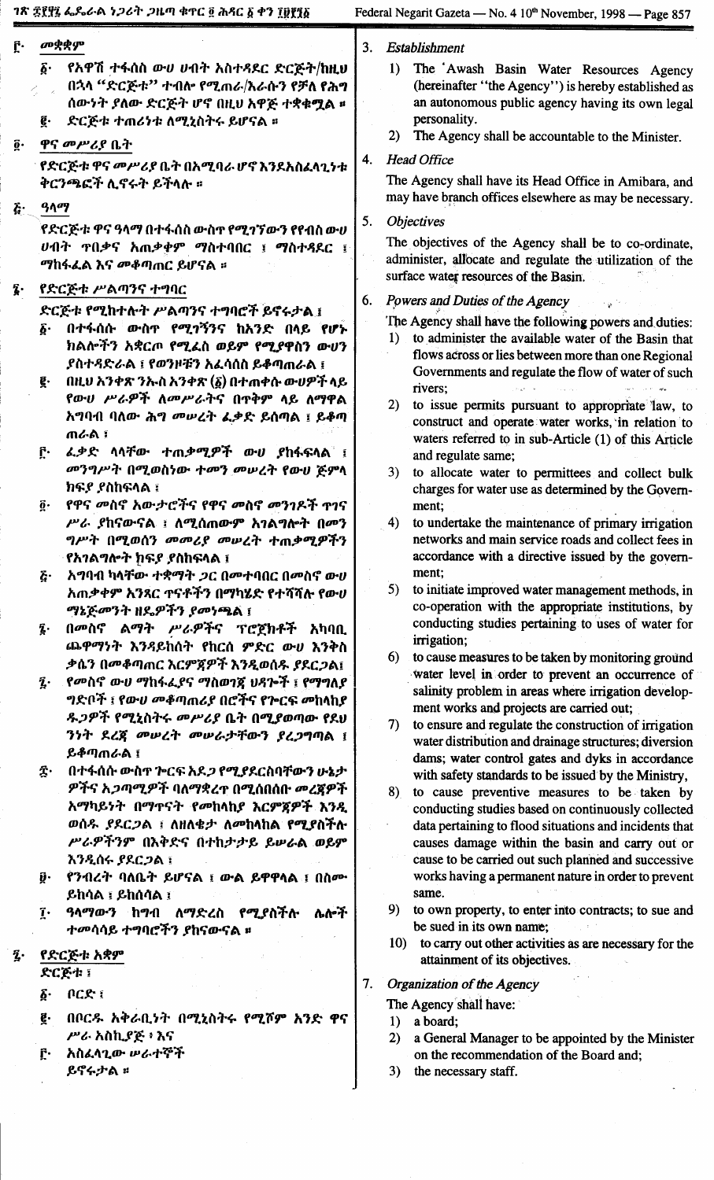፫· መቋቋም

፩· የአዋሽ ተፋሰስ ውሀ ሀብት አስተዳደር ድርጅት/ከዚህ በኋላ "ድርጅቱ" ተብሎ የሚጠራ/እራሱን የቻለ የሕግ ሰውነት ያለው ድርጅት ሆኖ በዚህ አዋጅ ተቋቁሟል ፡፡

፪· ድርጅቱ ተጠሪነቱ ለሚኒስትሩ ይሆናል ፡፡

፬· ዋና መሥሪያ ቤት

የድርጅቱ ዋና መሥሪያ ቤት በአሚባራ ሆኖ እንደአስፈላጊነቱ ቅርንጫፎች ሊኖሩት ይችላሉ ፡፡

፭· ዓላማ

የድርጅቱ ዋና ዓላማ በተፋሰስ ውስጥ የሚገኘውን የየብስ ውሀ ሀብት ጥበቃና አጠቃቀም ማስተባበር ፣ ማስተዳደር ፣ ማከፋፈል እና መቆጣጠር ይሆናል ፡፡

፮· የድርጅቱ ሥልጣንና ተግባር

ድርጅቱ የሚከተሉት ሥልጣንና ተግባሮች ይኖሩታል ፤

፩· በተፋሰሱ ውስጥ የሚገኘንና ከአንድ በላይ የሆኑ ክልሎችን አቋርጦ የሚፈስ ወይም የሚያዋስን ውሀን ያስተዳድራል ፤ የወንዞቹን አፈሳሰስ ይቆጣጠራል ፤

፪· በዚህ አንቀጽ ንኡስ አንቀጽ (፩) በተጠቀሱ ውሀዎች ላይ የውሀ ሥራዎች ለመሥራትና በጥቅም ላይ ለማዋል አግባብ ባለው ሕግ መሠረት ፈቃድ ይሰጣል ፤ ይቆጣጠራል ፤

፫· ፈቃድ ላላቸው ተጠቃሚዎች ውሀ ያከፋፍላል ፤ መንግሥት በሚወስነው ተመን መሠረት የውሀ ጅምላ ክፍያ ያስከፍላል ፤

፬· የዋና መስኖ አውታሮችና የዋና መስኖ መንገዶች ጥገና ሥራ ያከናውናል ፤ ለሚሰጠውም አገልግሎት በመንግሥት በሚወሰን መመሪያ መሠረት ተጠቃሚዎችን የአገልግሎት ክፍያ ያስከፍላል ፤

፭· አግባብ ካላቸው ተቋማት ጋር በመተባበር በመስኖ ውሀ አጠቃቀም አንጻር ጥናቶችን በማካሄድ የተሻሻሉ የውሀ ማኔጅመንት ዘዴዎችን ያመነጫል ፤

፮· በመስኖ ልማት ሥራዎችና ፕሮጀክቶች አካባቢ ጨዋማነት እንዳይከሰት የከርሰ ምድር ውሀ እንቅስቃሴን በመቆጣጠር እርምጃዎች እንዲወሰዱ ያደርጋል፤

፯· የመስኖ ውሀ ማከፋፈያና ማስወገጃ ሀዳጎች ፣ የማገልያ ግድቦች ፣ የውሀ መቆጣጠሪያ በሮችና የጎርፍ መከላከያ ዱጋዎች የሚኒስትሩ መሥሪያ ቤት በሚያወጣው የደህንነት ደረጃ መሠረት መሠራታቸውን ያረጋግጣል ፤ ይቆጣጠራል ፤

፰· በተፋሰሱ ውስጥ ጐርፍ አደጋ የሚያደርስባቸውን ሁኔታዎችና አጋጣሚዎች ባለማቋረጥ በሚሰበሰቡ መረጃዎች አማካይነት በማጥናት የመከላከያ እርምጃዎች እንዲወሰዱ ያደርጋል ፤ ለዘለቄታ ለመከላከል የሚያስችሉ ሥራዎችንም በእቅድና በተከታታይ ይሠራል ወይም እንዲሰሩ ያደርጋል ፤

፱· የንብረት ባለቤት ይሆናል ፤ ውል ይዋዋላል ፤ በስሙ ይከሳል ፤ ይከሰሳል ፤

፲· ዓላማውን ከግብ ለማድረስ የሚያስችሉ ሌሎች ተመሳሳይ ተግባሮችን ያከናውናል ፡፡

፯· የድርጅቱ አቋም

ድርጅቱ ፤

፩· ቦርድ ፤

፪· በቦርዱ አቅራቢነት በሚኒስትሩ የሚሾም አንድ ዋና ሥራ አስኪያጅ ፤ እና

፫· አስፈላጊው ሠራተኞች ይኖሩታል ፡፡

3. *Establishment*

1) The "Awash Basin Water Resources Agency (hereinafter "the Agency") is hereby established as an autonomous public agency having its own legal personality.

2) The Agency shall be accountable to the Minister.

4. *Head Office*

The Agency shall have its Head Office in Amibara, and may have branch offices elsewhere as may be necessary.

5. *Objectives*

The objectives of the Agency shall be to co-ordinate, administer, allocate and regulate the utilization of the surface water resources of the Basin.

6. *Powers and Duties of the Agency*

The Agency shall have the following powers and duties:

1) to administer the available water of the Basin that flows across or lies between more than one Regional Governments and regulate the flow of water of such rivers;

2) to issue permits pursuant to appropriate law, to construct and operate water works, in relation to waters referred to in sub-Article (1) of this Article and regulate same;

3) to allocate water to permittees and collect bulk charges for water use as determined by the Government;

4) to undertake the maintenance of primary irrigation networks and main service roads and collect fees in accordance with a directive issued by the government;

5) to initiate improved water management methods, in co-operation with the appropriate institutions, by conducting studies pertaining to uses of water for irrigation;

6) to cause measures to be taken by monitoring ground water level in order to prevent an occurrence of salinity problem in areas where irrigation development works and projects are carried out;

7) to ensure and regulate the construction of irrigation water distribution and drainage structures; diversion dams; water control gates and dyks in accordance with safety standards to be issued by the Ministry,

8) to cause preventive measures to be taken by conducting studies based on continuously collected data pertaining to flood situations and incidents that causes damage within the basin and carry out or cause to be carried out such planned and successive works having a permanent nature in order to prevent same.

9) to own property, to enter into contracts; to sue and be sued in its own name;

10) to carry out other activities as are necessary for the attainment of its objectives.

7. *Organization of the Agency*

The Agency shall have:

1) a board;

2) a General Manager to be appointed by the Minister on the recommendation of the Board and;

3) the necessary staff.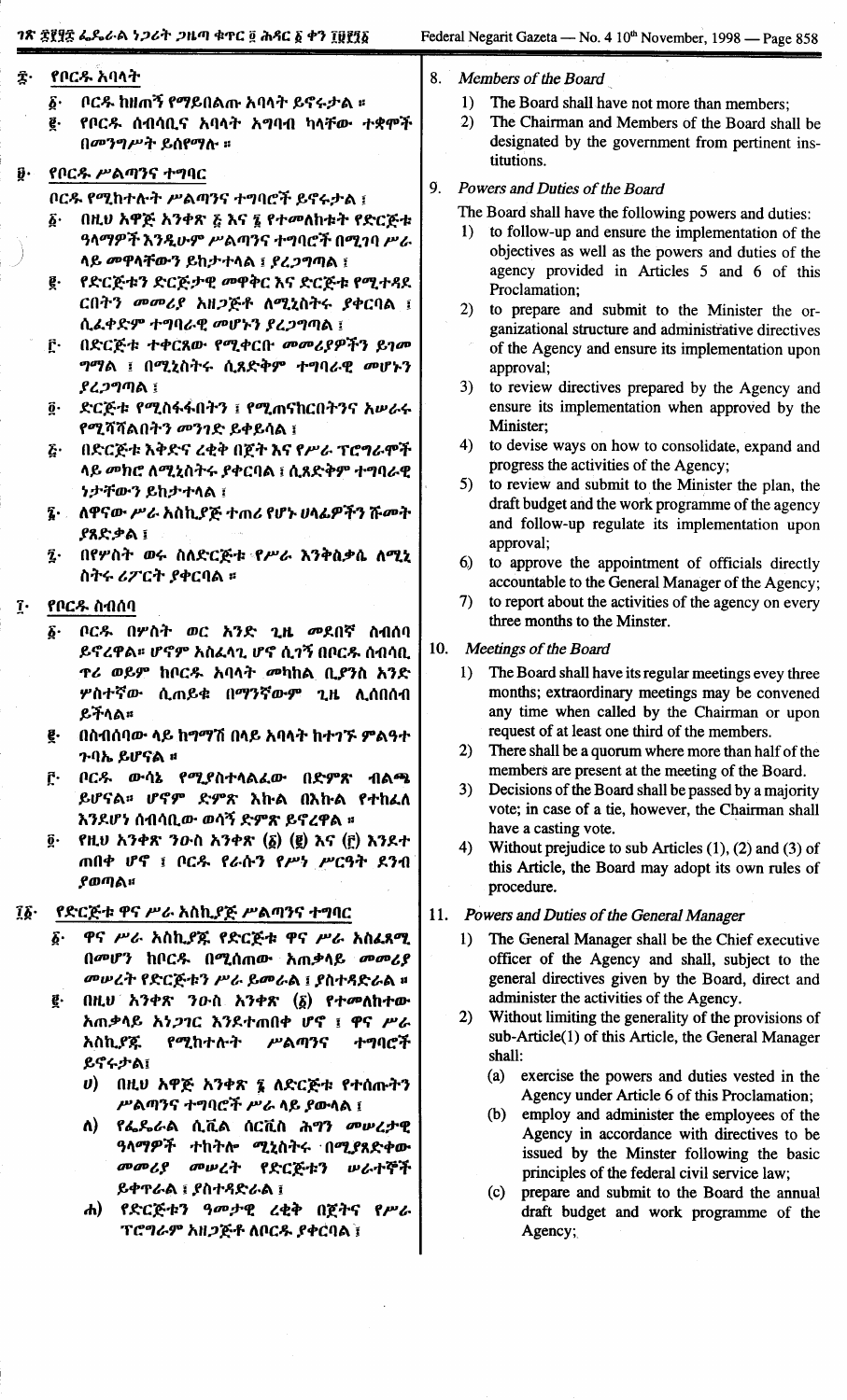፰· የቦርዱ አባላት

፩· ቦርዱ ከዘጠኝ የማይበልጡ አባላት ይኖሩታል ።

፪· የቦርዱ ሰብሳቢና አባላት አግባብ ካላቸው ተቋሞች በመንግሥት ይሰየማሉ ።

፱· የቦርዱ ሥልጣንና ተግባር

ቦርዱ የሚከተሉት ሥልጣንና ተግባሮች ይኖሩታል ፤

፩· በዚህ አዋጅ አንቀጽ ፭ እና ፮ የተመለከቱት የድርጅቱ ዓላማዎች እንዲሁም ሥልጣንና ተግባሮች በሚገባ ሥራ ላይ መዋላቸውን ይከታተላል ፤ ያረጋግጣል ፤

፪· የድርጅቱን ድርጅታዊ መዋቅር እና ድርጅቱ የሚተዳደርበትን መመሪያ አዘጋጅቶ ለሚኒስትሩ ያቀርባል ፤ ሲፈቀድም ተግባራዊ መሆኑን ያረጋግጣል ፤

፫· በድርጅቱ ተቀርጸው የሚቀርቡ መመሪያዎችን ይገመግማል ፤ በሚኒስትሩ ሲጸድቅም ተግባራዊ መሆኑን ያረጋግጣል ፤

፬· ድርጅቱ የሚስፋፋበትን ፤ የሚጠናከርበትንና አሠራሩ የሚሻሻልበትን መንገድ ይቀይሳል ፤

፭· በድርጅቱ እቅድና ረቂቅ በጀት እና የሥራ ፕሮግራሞች ላይ መክሮ ለሚኒስትሩ ያቀርባል ፤ ሲጸድቅም ተግባራዊ ነታቸውን ይከታተላል ፤

፮· ለዋናው ሥራ አስኪያጅ ተጠሪ የሆኑ ሀላፊዎችን ሹመት ያጸድቃል ፤

፯· በየሦስት ወሩ ስለድርጅቱ የሥራ እንቅስቃሴ ለሚኒስትሩ ሪፖርት ያቀርባል ።

፲· የቦርዱ ስብሰባ

፩· ቦርዱ በሦስት ወር አንድ ጊዜ መደበኛ ስብሰባ ይኖረዋል። ሆኖም አስፈላጊ ሆኖ ሲገኝ በቦርዱ ሰብሳቢ ጥሪ ወይም ከቦርዱ አባላት መካከል ቢያንስ አንድ ሦስተኛው ሲጠይቁ በማንኛውም ጊዜ ሊሰበሰብ ይችላል።

፪· በስብሰባው ላይ ከግማሽ በላይ አባላት ከተገኙ ምልዓተ ጉባኤ ይሆናል ።

፫· ቦርዱ ውሳኔ የሚያስተላልፈው በድምጽ ብልጫ ይሆናል። ሆኖም ድምጽ እኩል በእኩል የተከፈለ እንደሆነ ሰብሳቢው ወሳኝ ድምጽ ይኖረዋል ።

፬· የዚህ አንቀጽ ንዑስ አንቀጽ (፩) (፪) እና (፫) እንደተጠበቀ ሆኖ ፤ ቦርዱ የራሱን የሥነ ሥርዓት ደንብ ያወጣል።

፲፩· የድርጅቱ ዋና ሥራ አስኪያጅ ሥልጣንና ተግባር

፩· ዋና ሥራ አስኪያጁ የድርጅቱ ዋና ሥራ አስፈጻሚ በመሆን ከቦርዱ በሚሰጠው አጠቃላይ መመሪያ መሠረት የድርጅቱን ሥራ ይመራል ፤ ያስተዳድራል ።

፪· በዚህ አንቀጽ ንዑስ አንቀጽ (፩) የተመለከተው አጠቃላይ አነጋገር እንደተጠበቀ ሆኖ ፤ ዋና ሥራ አስኪያጁ የሚከተሉት ሥልጣንና ተግባሮች ይኖሩታል፤

ሀ) በዚህ አዋጅ አንቀጽ ፮ ለድርጅቱ የተሰጡትን ሥልጣንና ተግባሮች ሥራ ላይ ያውላል ፤

ለ) የፌዴራል ሲቪል ሰርቪስ ሕግን መሠረታዊ ዓላማዎች ተከትሎ ሚኒስትሩ በሚያጸድቀው መመሪያ መሠረት የድርጅቱን ሠራተኞች ይቀጥራል ፤ ያስተዳድራል ፤

ሐ) የድርጅቱን ዓመታዊ ረቂቅ በጀትና የሥራ ፕሮግራም አዘጋጅቶ ለቦርዱ ያቀርባል ፤

8. *Members of the Board*

1) The Board shall have not more than members;
2) The Chairman and Members of the Board shall be designated by the government from pertinent institutions.

9. *Powers and Duties of the Board*

The Board shall have the following powers and duties:

1) to follow-up and ensure the implementation of the objectives as well as the powers and duties of the agency provided in Articles 5 and 6 of this Proclamation;
2) to prepare and submit to the Minister the organizational structure and administrative directives of the Agency and ensure its implementation upon approval;
3) to review directives prepared by the Agency and ensure its implementation when approved by the Minister;
4) to devise ways on how to consolidate, expand and progress the activities of the Agency;
5) to review and submit to the Minister the plan, the draft budget and the work programme of the agency and follow-up regulate its implementation upon approval;
6) to approve the appointment of officials directly accountable to the General Manager of the Agency;
7) to report about the activities of the agency on every three months to the Minster.

10. *Meetings of the Board*

1) The Board shall have its regular meetings evey three months; extraordinary meetings may be convened any time when called by the Chairman or upon request of at least one third of the members.
2) There shall be a quorum where more than half of the members are present at the meeting of the Board.
3) Decisions of the Board shall be passed by a majority vote; in case of a tie, however, the Chairman shall have a casting vote.
4) Without prejudice to sub Articles (1), (2) and (3) of this Article, the Board may adopt its own rules of procedure.

11. *Powers and Duties of the General Manager*

1) The General Manager shall be the Chief executive officer of the Agency and shall, subject to the general directives given by the Board, direct and administer the activities of the Agency.
2) Without limiting the generality of the provisions of sub-Article(1) of this Article, the General Manager shall:
   (a) exercise the powers and duties vested in the Agency under Article 6 of this Proclamation;
   (b) employ and administer the employees of the Agency in accordance with directives to be issued by the Minster following the basic principles of the federal civil service law;
   (c) prepare and submit to the Board the annual draft budget and work programme of the Agency;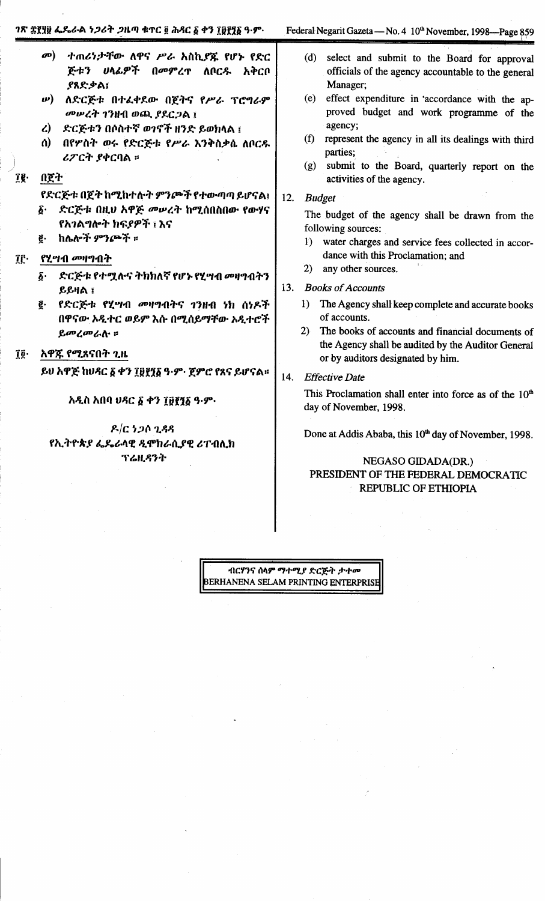መ) ተጠሪነታቸው ለዋና ሥራ አስኪያጁ የሆኑ የድርጅቱን ሀላፊዎች በመምረጥ ለቦርዱ አቅርቦ ያጸድቃል፣

ሠ) ለድርጅቱ በተፈቀደው በጀትና የሥራ ፕሮግራም መሠረት ገንዘብ ወጪ ያደርጋል ፤

ረ) ድርጅቱን በሶስተኛ ወገኖች ዘንድ ይወክላል ፤

ሰ) በየሦስት ወሩ የድርጅቱ የሥራ እንቅስቃሴ ለቦርዱ ሪፖርት ያቀርባል ።

፲፪· በጀት

የድርጅቱ በጀት ከሚከተሉት ምንጮች የተውጣጣ ይሆናል፤

፩· ድርጅቱ በዚህ አዋጅ መሠረት ከሚሰበስበው የውሃና የአገልግሎት ክፍያዎች ፤ እና

፪· ከሌሎች ምንጮች ።

፲፫· የሂሣብ መዛግብት

፩· ድርጅቱ የተሟሉና ትክክለኛ የሆኑ የሂሣብ መዛግብትን ይይዛል ፤

፪· የድርጅቱ የሂሣብ መዛግብትና ገንዘብ ነክ ሰነዶች በዋናው ኦዲተር ወይም እሱ በሚሰይማቸው ኦዲተሮች ይመረመራሉ ።

፲፬· አዋጁ የሚጸናበት ጊዜ

ይህ አዋጅ ከህዳር ፩ ቀን ፲፱፻፺፩ ዓ·ም· ጀምሮ የጸና ይሆናል።

አዲስ አበባ ህዳር ፩ ቀን ፲፱፻፺፩ ዓ·ም·

ዶ/ር ነጋሶ ጊዳዳ
የኢትዮጵያ ፌዴራላዊ ዲሞክራሲያዊ ሪፐብሊክ
ፕሬዚዳንት

(d) select and submit to the Board for approval officials of the agency accountable to the general Manager;

(e) effect expenditure in accordance with the approved budget and work programme of the agency;

(f) represent the agency in all its dealings with third parties;

(g) submit to the Board, quarterly report on the activities of the agency.

12. *Budget*

The budget of the agency shall be drawn from the following sources:

1) water charges and service fees collected in accordance with this Proclamation; and
2) any other sources.

13. *Books of Accounts*

1) The Agency shall keep complete and accurate books of accounts.
2) The books of accounts and financial documents of the Agency shall be audited by the Auditor General or by auditors designated by him.

14. *Effective Date*

This Proclamation shall enter into force as of the 10th day of November, 1998.

Done at Addis Ababa, this 10th day of November, 1998.

NEGASO GIDADA(DR.)
PRESIDENT OF THE FEDERAL DEMOCRATIC REPUBLIC OF ETHIOPIA

ብርሃንና ሰላም ማተሚያ ድርጅት ታተመ
BERHANENA SELAM PRINTING ENTERPRISE